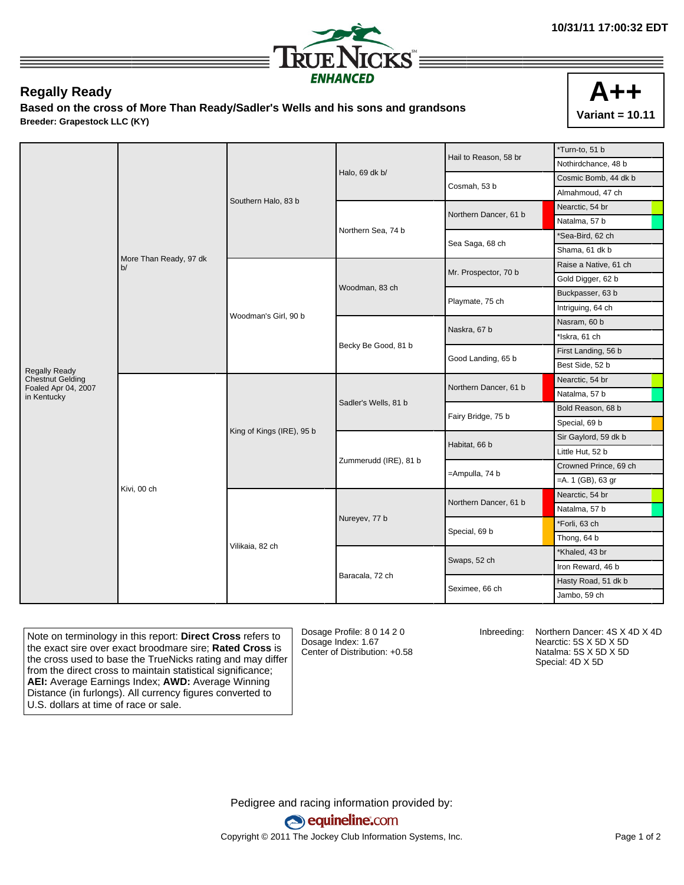10/31/11 17:00:32 EDT

TRUE NICKS ENHANCED

## Regally Ready

**Based on the cross of More Than Ready/Sadler's Wells and his sons and grandsons**

**Breeder: Grapestock LLC (KY)**

**A++**
**Variant = 10.11**

| | | | | | |
|---|---|---|---|---|---|
| Regally Ready Chestnut Gelding Foaled Apr 04, 2007 in Kentucky | More Than Ready, 97 dk b/ | Southern Halo, 83 b | Halo, 69 dk b/ | Hail to Reason, 58 br | *Turn-to, 51 b |
| | | | | | Nothirdchance, 48 b |
| | | | | Cosmah, 53 b | Cosmic Bomb, 44 dk b |
| | | | | | Almahmoud, 47 ch |
| | | | Northern Sea, 74 b | Northern Dancer, 61 b | Nearctic, 54 br |
| | | | | | Natalma, 57 b |
| | | | | Sea Saga, 68 ch | *Sea-Bird, 62 ch |
| | | | | | Shama, 61 dk b |
| | | Woodman's Girl, 90 b | Woodman, 83 ch | Mr. Prospector, 70 b | Raise a Native, 61 ch |
| | | | | | Gold Digger, 62 b |
| | | | | Playmate, 75 ch | Buckpasser, 63 b |
| | | | | | Intriguing, 64 ch |
| | | | Becky Be Good, 81 b | Naskra, 67 b | Nasram, 60 b |
| | | | | | *Iskra, 61 ch |
| | | | | Good Landing, 65 b | First Landing, 56 b |
| | | | | | Best Side, 52 b |
| | Kivi, 00 ch | King of Kings (IRE), 95 b | Sadler's Wells, 81 b | Northern Dancer, 61 b | Nearctic, 54 br |
| | | | | | Natalma, 57 b |
| | | | | Fairy Bridge, 75 b | Bold Reason, 68 b |
| | | | | | Special, 69 b |
| | | | Zummerudd (IRE), 81 b | Habitat, 66 b | Sir Gaylord, 59 dk b |
| | | | | | Little Hut, 52 b |
| | | | | =Ampulla, 74 b | Crowned Prince, 69 ch |
| | | | | | =A. 1 (GB), 63 gr |
| | | Vilikaia, 82 ch | Nureyev, 77 b | Northern Dancer, 61 b | Nearctic, 54 br |
| | | | | | Natalma, 57 b |
| | | | | Special, 69 b | *Forli, 63 ch |
| | | | | | Thong, 64 b |
| | | | Baracala, 72 ch | Swaps, 52 ch | *Khaled, 43 br |
| | | | | | Iron Reward, 46 b |
| | | | | Seximee, 66 ch | Hasty Road, 51 dk b |
| | | | | | Jambo, 59 ch |

Note on terminology in this report: **Direct Cross** refers to the exact sire over exact broodmare sire; **Rated Cross** is the cross used to base the TrueNicks rating and may differ from the direct cross to maintain statistical significance; **AEI:** Average Earnings Index; **AWD:** Average Winning Distance (in furlongs). All currency figures converted to U.S. dollars at time of race or sale.

Dosage Profile: 8 0 14 2 0
Dosage Index: 1.67
Center of Distribution: +0.58

Inbreeding:
Northern Dancer: 4S X 4D X 4D
Nearctic: 5S X 5D X 5D
Natalma: 5S X 5D X 5D
Special: 4D X 5D

Pedigree and racing information provided by:
equineline.com
Copyright © 2011 The Jockey Club Information Systems, Inc.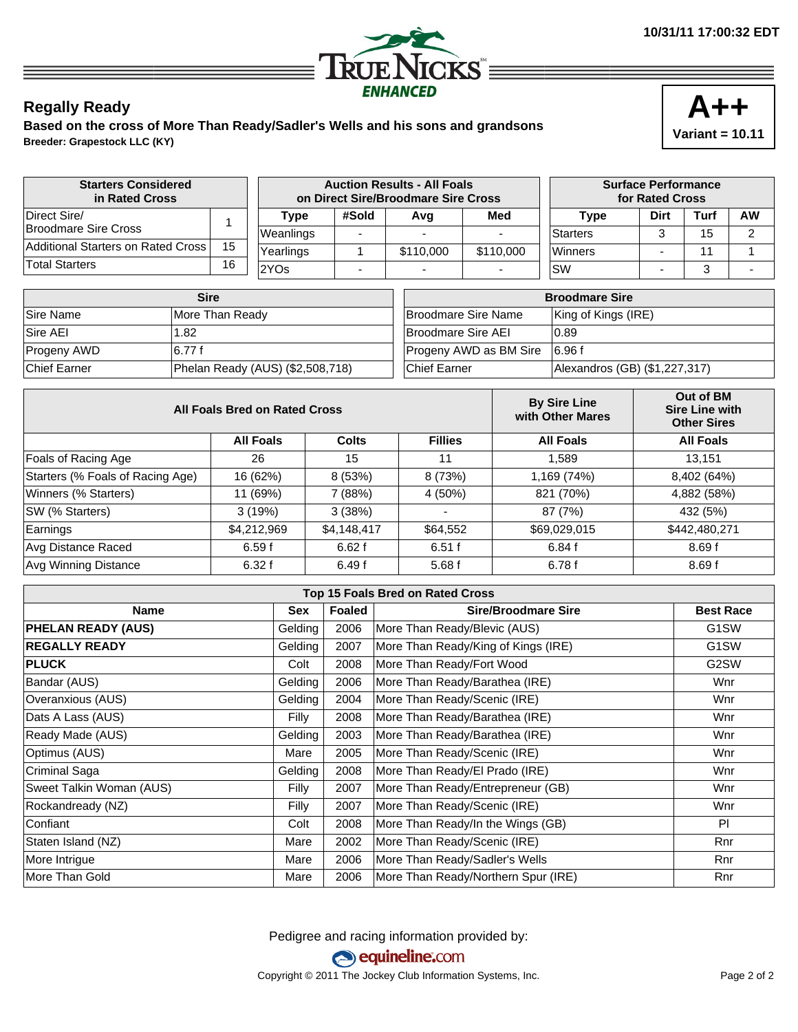10/31/11 17:00:32 EDT

TRUE NICKS ENHANCED

## Regally Ready

**Based on the cross of More Than Ready/Sadler's Wells and his sons and grandsons**

**Breeder: Grapestock LLC (KY)**

**A++**
**Variant = 10.11**

| Starters Considered in Rated Cross | |
|---|---|
| Direct Sire/ Broodmare Sire Cross | 1 |
| Additional Starters on Rated Cross | 15 |
| Total Starters | 16 |

| Auction Results - All Foals on Direct Sire/Broodmare Sire Cross | | | |
|---|---|---|---|
| Type | #Sold | Avg | Med |
| Weanlings | - | - | - |
| Yearlings | 1 | $110,000 | $110,000 |
| 2YOs | - | - | - |

| Surface Performance for Rated Cross | | | |
|---|---|---|---|
| Type | Dirt | Turf | AW |
| Starters | 3 | 15 | 2 |
| Winners | - | 11 | 1 |
| SW | - | 3 | - |

| Sire | |
|---|---|
| Sire Name | More Than Ready |
| Sire AEI | 1.82 |
| Progeny AWD | 6.77 f |
| Chief Earner | Phelan Ready (AUS) ($2,508,718) |

| Broodmare Sire | |
|---|---|
| Broodmare Sire Name | King of Kings (IRE) |
| Broodmare Sire AEI | 0.89 |
| Progeny AWD as BM Sire | 6.96 f |
| Chief Earner | Alexandros (GB) ($1,227,317) |

| All Foals Bred on Rated Cross | | | | By Sire Line with Other Mares | Out of BM Sire Line with Other Sires |
|---|---|---|---|---|---|
| | All Foals | Colts | Fillies | All Foals | All Foals |
| Foals of Racing Age | 26 | 15 | 11 | 1,589 | 13,151 |
| Starters (% Foals of Racing Age) | 16 (62%) | 8 (53%) | 8 (73%) | 1,169 (74%) | 8,402 (64%) |
| Winners (% Starters) | 11 (69%) | 7 (88%) | 4 (50%) | 821 (70%) | 4,882 (58%) |
| SW (% Starters) | 3 (19%) | 3 (38%) | - | 87 (7%) | 432 (5%) |
| Earnings | $4,212,969 | $4,148,417 | $64,552 | $69,029,015 | $442,480,271 |
| Avg Distance Raced | 6.59 f | 6.62 f | 6.51 f | 6.84 f | 8.69 f |
| Avg Winning Distance | 6.32 f | 6.49 f | 5.68 f | 6.78 f | 8.69 f |

| Top 15 Foals Bred on Rated Cross | | | | |
|---|---|---|---|---|
| Name | Sex | Foaled | Sire/Broodmare Sire | Best Race |
| **PHELAN READY (AUS)** | Gelding | 2006 | More Than Ready/Blevic (AUS) | G1SW |
| **REGALLY READY** | Gelding | 2007 | More Than Ready/King of Kings (IRE) | G1SW |
| **PLUCK** | Colt | 2008 | More Than Ready/Fort Wood | G2SW |
| Bandar (AUS) | Gelding | 2006 | More Than Ready/Barathea (IRE) | Wnr |
| Overanxious (AUS) | Gelding | 2004 | More Than Ready/Scenic (IRE) | Wnr |
| Dats A Lass (AUS) | Filly | 2008 | More Than Ready/Barathea (IRE) | Wnr |
| Ready Made (AUS) | Gelding | 2003 | More Than Ready/Barathea (IRE) | Wnr |
| Optimus (AUS) | Mare | 2005 | More Than Ready/Scenic (IRE) | Wnr |
| Criminal Saga | Gelding | 2008 | More Than Ready/El Prado (IRE) | Wnr |
| Sweet Talkin Woman (AUS) | Filly | 2007 | More Than Ready/Entrepreneur (GB) | Wnr |
| Rockandready (NZ) | Filly | 2007 | More Than Ready/Scenic (IRE) | Wnr |
| Confiant | Colt | 2008 | More Than Ready/In the Wings (GB) | Pl |
| Staten Island (NZ) | Mare | 2002 | More Than Ready/Scenic (IRE) | Rnr |
| More Intrigue | Mare | 2006 | More Than Ready/Sadler's Wells | Rnr |
| More Than Gold | Mare | 2006 | More Than Ready/Northern Spur (IRE) | Rnr |

Pedigree and racing information provided by:

equineline.com

Copyright © 2011 The Jockey Club Information Systems, Inc.